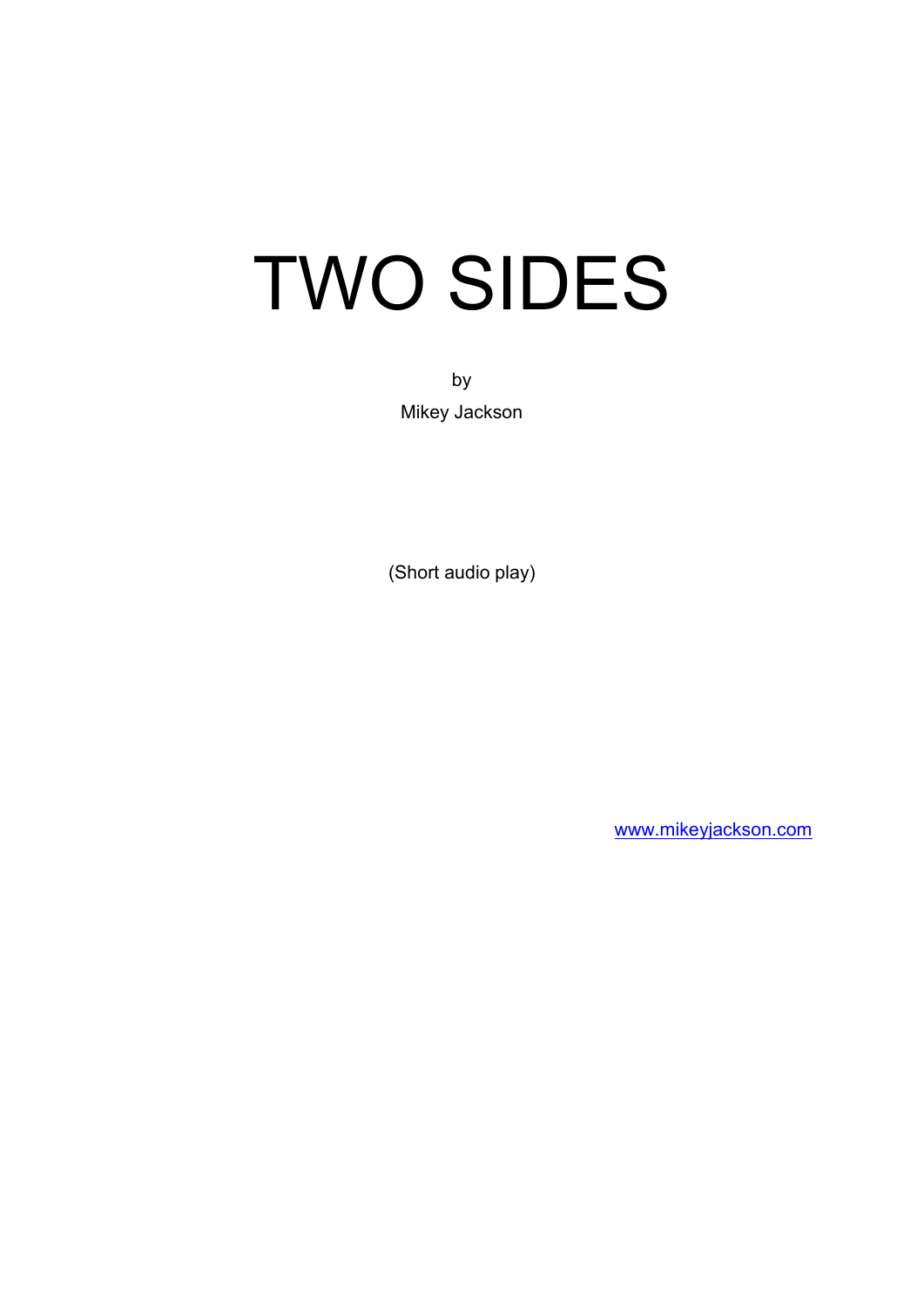# TWO SIDES

by

Mikey Jackson

(Short audio play)

[www.mikeyjackson.com](http://www.mikeyjackson.com)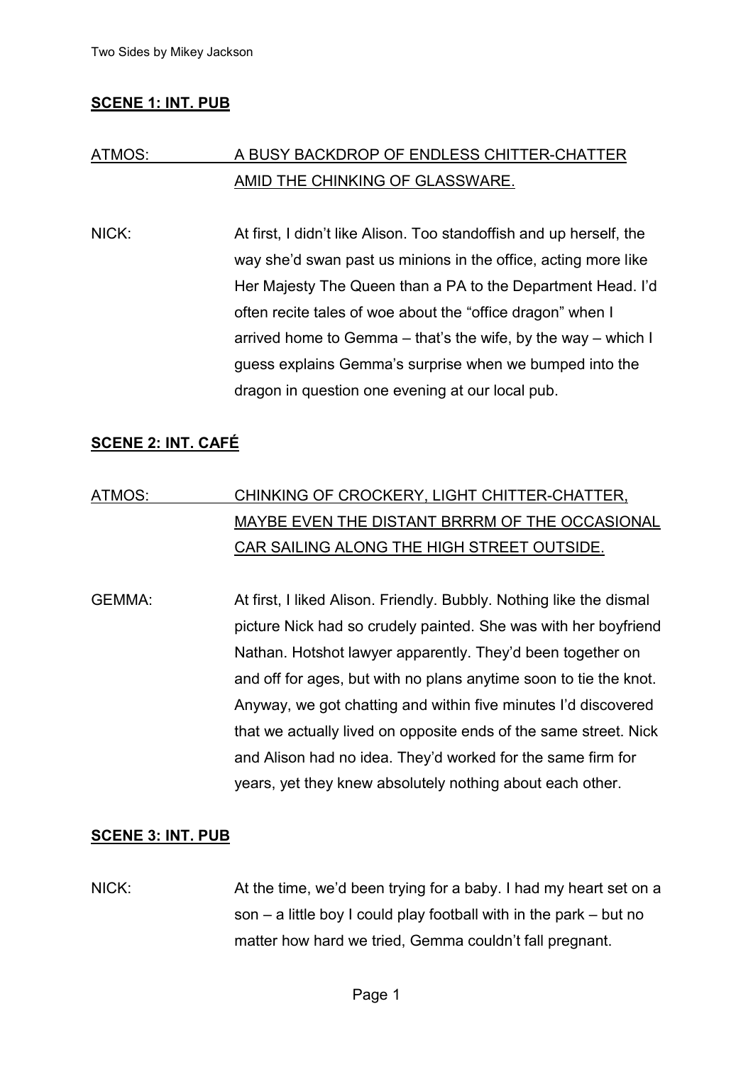**SCENE 1: INT. PUB**

ATMOS: A BUSY BACKDROP OF ENDLESS CHITTER-CHATTER AMID THE CHINKING OF GLASSWARE.

NICK: At first, I didn't like Alison. Too standoffish and up herself, the way she'd swan past us minions in the office, acting more like Her Majesty The Queen than a PA to the Department Head. I'd often recite tales of woe about the "office dragon" when I arrived home to Gemma – that's the wife, by the way – which I guess explains Gemma's surprise when we bumped into the dragon in question one evening at our local pub.

**SCENE 2: INT. CAFÉ**

ATMOS: CHINKING OF CROCKERY, LIGHT CHITTER-CHATTER, MAYBE EVEN THE DISTANT BRRRM OF THE OCCASIONAL CAR SAILING ALONG THE HIGH STREET OUTSIDE.

GEMMA: At first, I liked Alison. Friendly. Bubbly. Nothing like the dismal picture Nick had so crudely painted. She was with her boyfriend Nathan. Hotshot lawyer apparently. They'd been together on and off for ages, but with no plans anytime soon to tie the knot. Anyway, we got chatting and within five minutes I'd discovered that we actually lived on opposite ends of the same street. Nick and Alison had no idea. They'd worked for the same firm for years, yet they knew absolutely nothing about each other.

**SCENE 3: INT. PUB**

NICK: At the time, we'd been trying for a baby. I had my heart set on a son – a little boy I could play football with in the park – but no matter how hard we tried, Gemma couldn't fall pregnant.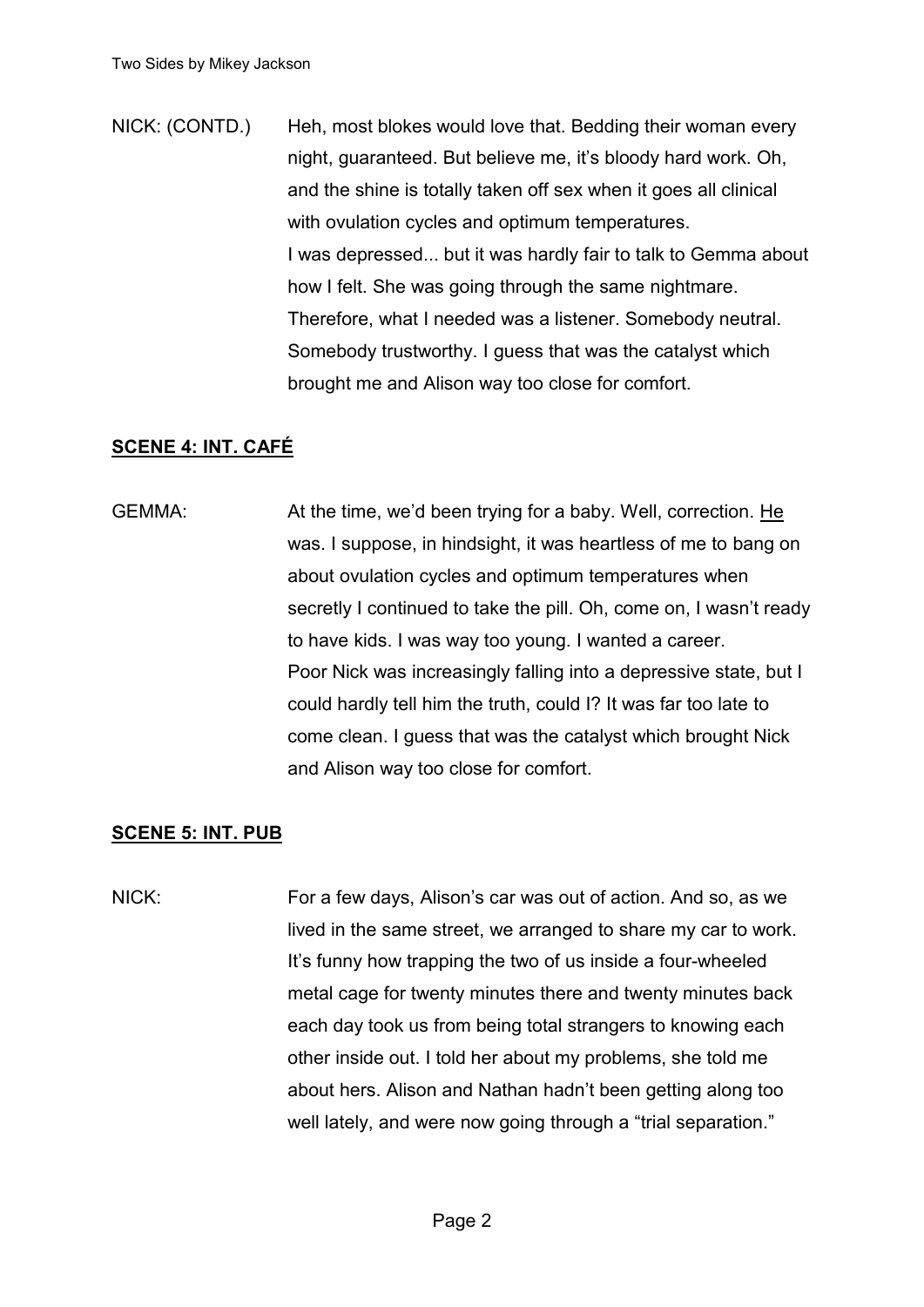NICK: (CONTD.) Heh, most blokes would love that. Bedding their woman every night, guaranteed. But believe me, it's bloody hard work. Oh, and the shine is totally taken off sex when it goes all clinical with ovulation cycles and optimum temperatures.

I was depressed... but it was hardly fair to talk to Gemma about how I felt. She was going through the same nightmare. Therefore, what I needed was a listener. Somebody neutral. Somebody trustworthy. I guess that was the catalyst which brought me and Alison way too close for comfort.

## **<u>SCENE 4: INT. CAFÉ</u>**

GEMMA: At the time, we'd been trying for a baby. Well, correction. <u>He</u> was. I suppose, in hindsight, it was heartless of me to bang on about ovulation cycles and optimum temperatures when secretly I continued to take the pill. Oh, come on, I wasn't ready to have kids. I was way too young. I wanted a career.

Poor Nick was increasingly falling into a depressive state, but I could hardly tell him the truth, could I? It was far too late to come clean. I guess that was the catalyst which brought Nick and Alison way too close for comfort.

## **<u>SCENE 5: INT. PUB</u>**

NICK: For a few days, Alison's car was out of action. And so, as we lived in the same street, we arranged to share my car to work. It's funny how trapping the two of us inside a four-wheeled metal cage for twenty minutes there and twenty minutes back each day took us from being total strangers to knowing each other inside out. I told her about my problems, she told me about hers. Alison and Nathan hadn't been getting along too well lately, and were now going through a "trial separation."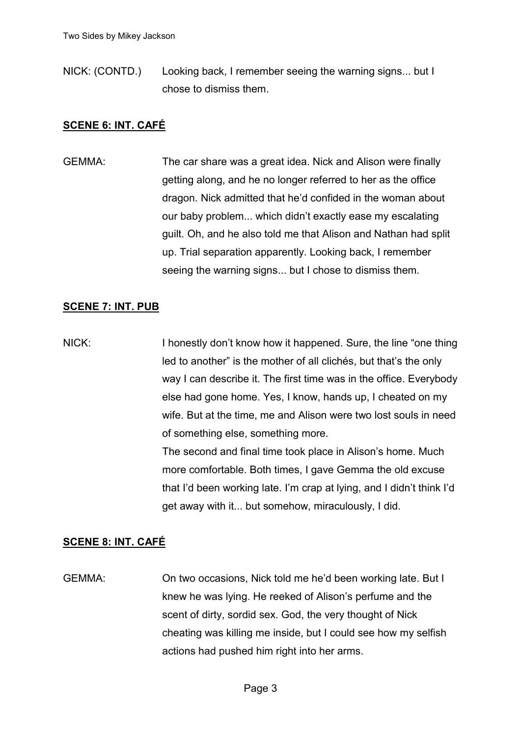NICK: (CONTD.) Looking back, I remember seeing the warning signs... but I chose to dismiss them.

**SCENE 6: INT. CAFÉ**

GEMMA: The car share was a great idea. Nick and Alison were finally getting along, and he no longer referred to her as the office dragon. Nick admitted that he'd confided in the woman about our baby problem... which didn't exactly ease my escalating guilt. Oh, and he also told me that Alison and Nathan had split up. Trial separation apparently. Looking back, I remember seeing the warning signs... but I chose to dismiss them.

**SCENE 7: INT. PUB**

NICK: I honestly don't know how it happened. Sure, the line "one thing led to another" is the mother of all clichés, but that's the only way I can describe it. The first time was in the office. Everybody else had gone home. Yes, I know, hands up, I cheated on my wife. But at the time, me and Alison were two lost souls in need of something else, something more.

The second and final time took place in Alison's home. Much more comfortable. Both times, I gave Gemma the old excuse that I'd been working late. I'm crap at lying, and I didn't think I'd get away with it... but somehow, miraculously, I did.

**SCENE 8: INT. CAFÉ**

GEMMA: On two occasions, Nick told me he'd been working late. But I knew he was lying. He reeked of Alison's perfume and the scent of dirty, sordid sex. God, the very thought of Nick cheating was killing me inside, but I could see how my selfish actions had pushed him right into her arms.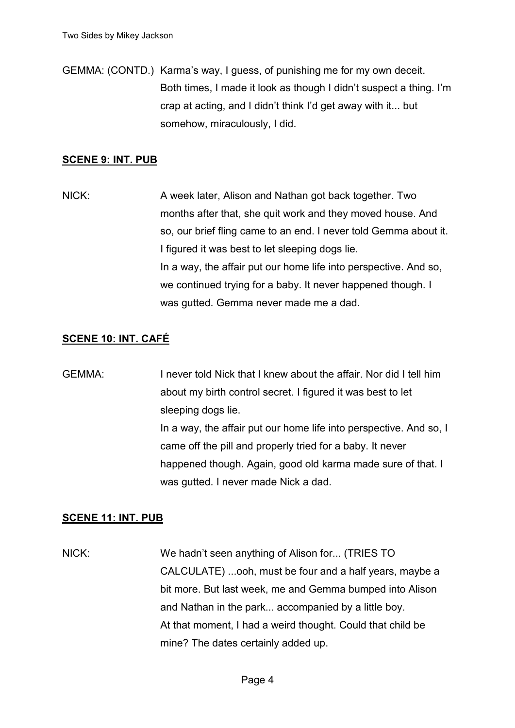GEMMA: (CONTD.) Karma's way, I guess, of punishing me for my own deceit. Both times, I made it look as though I didn't suspect a thing. I'm crap at acting, and I didn't think I'd get away with it... but somehow, miraculously, I did.

## SCENE 9: INT. PUB

NICK: A week later, Alison and Nathan got back together. Two months after that, she quit work and they moved house. And so, our brief fling came to an end. I never told Gemma about it. I figured it was best to let sleeping dogs lie.
In a way, the affair put our home life into perspective. And so, we continued trying for a baby. It never happened though. I was gutted. Gemma never made me a dad.

## SCENE 10: INT. CAFÉ

GEMMA: I never told Nick that I knew about the affair. Nor did I tell him about my birth control secret. I figured it was best to let sleeping dogs lie.
In a way, the affair put our home life into perspective. And so, I came off the pill and properly tried for a baby. It never happened though. Again, good old karma made sure of that. I was gutted. I never made Nick a dad.

## SCENE 11: INT. PUB

NICK: We hadn't seen anything of Alison for... (TRIES TO CALCULATE) ...ooh, must be four and a half years, maybe a bit more. But last week, me and Gemma bumped into Alison and Nathan in the park... accompanied by a little boy.
At that moment, I had a weird thought. Could that child be mine? The dates certainly added up.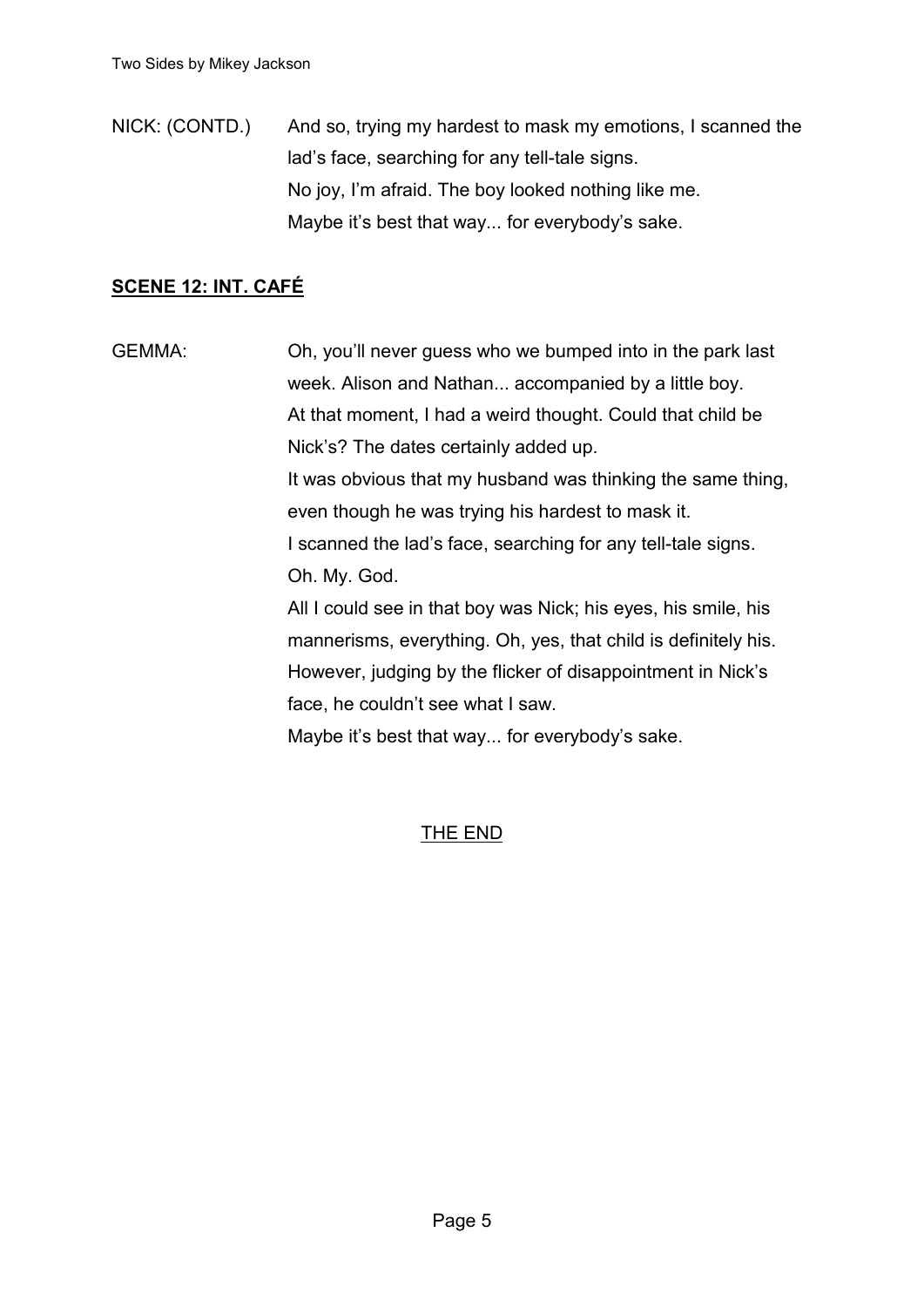NICK: (CONTD.) And so, trying my hardest to mask my emotions, I scanned the lad's face, searching for any tell-tale signs.
No joy, I'm afraid. The boy looked nothing like me.
Maybe it's best that way... for everybody's sake.

## SCENE 12: INT. CAFÉ

GEMMA: Oh, you'll never guess who we bumped into in the park last week. Alison and Nathan... accompanied by a little boy.
At that moment, I had a weird thought. Could that child be Nick's? The dates certainly added up.
It was obvious that my husband was thinking the same thing, even though he was trying his hardest to mask it.
I scanned the lad's face, searching for any tell-tale signs.
Oh. My. God.
All I could see in that boy was Nick; his eyes, his smile, his mannerisms, everything. Oh, yes, that child is definitely his.
However, judging by the flicker of disappointment in Nick's face, he couldn't see what I saw.
Maybe it's best that way... for everybody's sake.

THE END